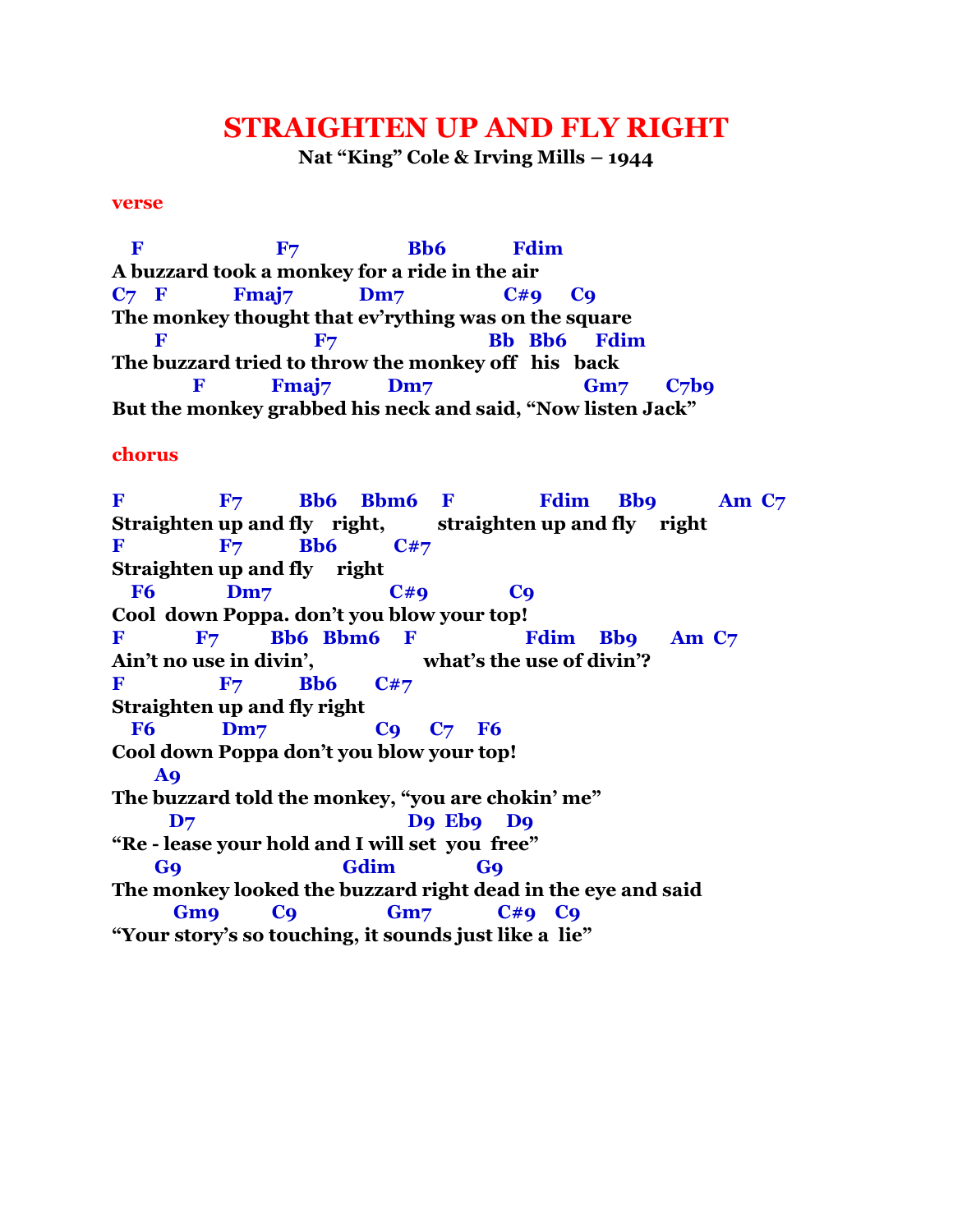# STRAIGHTEN UP AND FLY RIGHT

**Nat "King" Cole & Irving Mills – 1944**

**verse**

```
   F                    F7                  Bb6           Fdim
A buzzard took a monkey for a ride in the air
C7   F           Fmaj7           Dm7                C#9     C9
The monkey thought that ev'rything was on the square
      F                      F7                        Bb  Bb6     Fdim
The buzzard tried to throw the monkey off   his   back
           F           Fmaj7          Dm7                         Gm7       C7b9
But the monkey grabbed his neck and said, "Now listen Jack"
```

**chorus**

```
F               F7          Bb6    Bbm6    F              Fdim      Bb9          Am  C7
Straighten up and fly    right,          straighten up and fly     right
F               F7          Bb6         C#7
Straighten up and fly     right
   F6            Dm7                     C#9              C9
Cool  down Poppa. don't you blow your top!
F           F7         Bb6   Bbm6     F                  Fdim     Bb9      Am  C7
Ain't no use in divin',                  what's the use of divin'?
F               F7          Bb6       C#7
Straighten up and fly right
   F6           Dm7                 C9      C7     F6
Cool down Poppa don't you blow your top!
      A9
The buzzard told the monkey, "you are chokin' me"
        D7                               D9  Eb9     D9
"Re - lease your hold and I will set  you  free"
      G9                         Gdim               G9
The monkey looked the buzzard right dead in the eye and said
         Gm9         C9                Gm7            C#9    C9
"Your story's so touching, it sounds just like a  lie"
```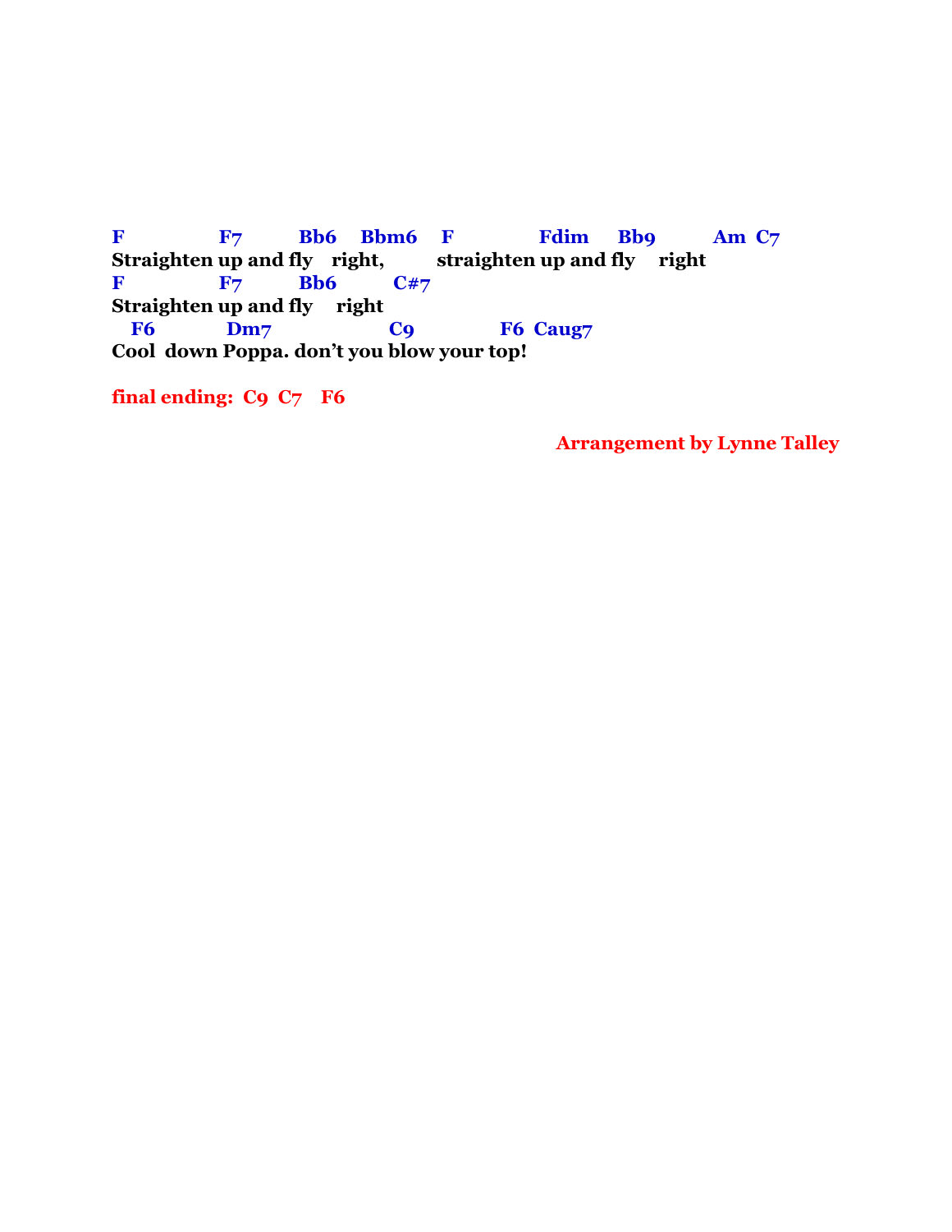```
F              F7          Bb6     Bbm6     F              Fdim      Bb9          Am  C7
Straighten up and fly    right,          straighten up and fly     right
F              F7          Bb6          C#7
Straighten up and fly     right
   F6              Dm7                    C9               F6  Caug7
Cool  down Poppa. don't you blow your top!
```

**final ending:  C9  C7    F6**

**Arrangement by Lynne Talley**